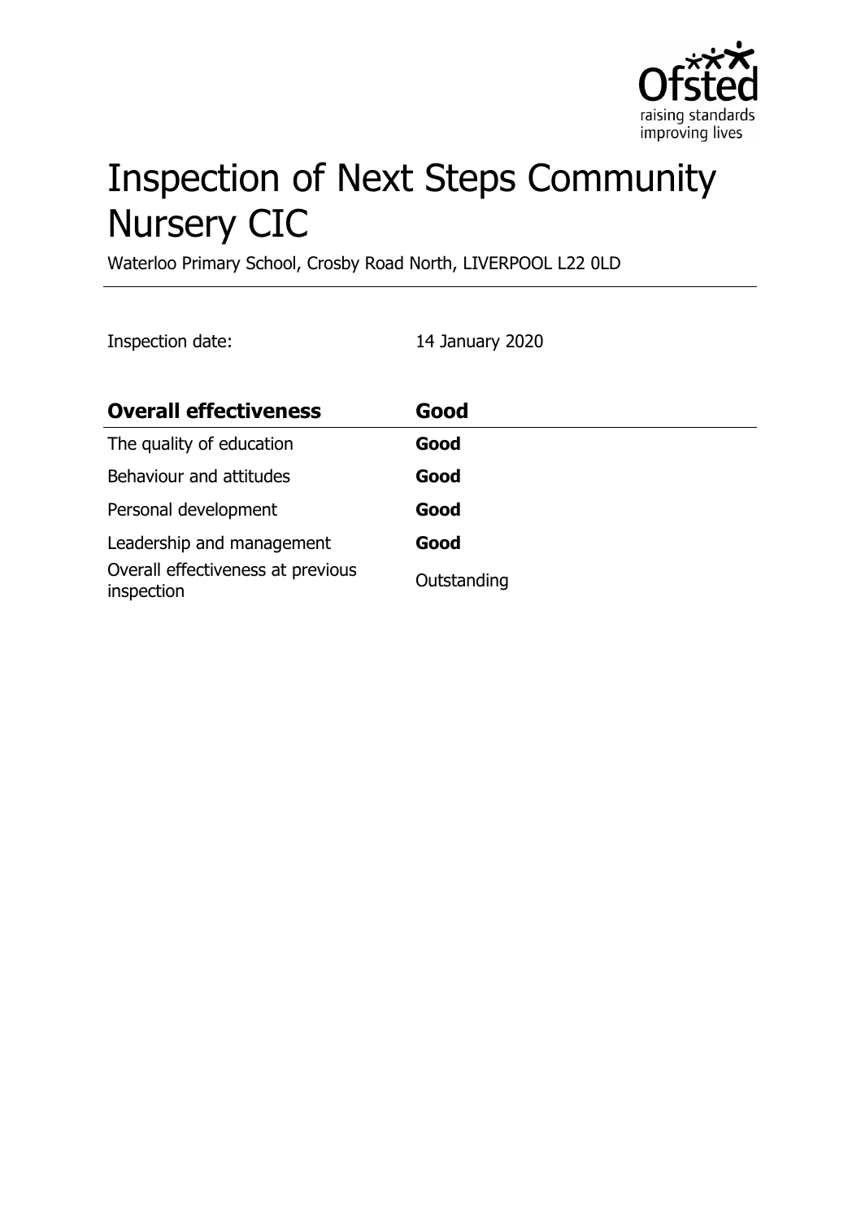# Inspection of Next Steps Community Nursery CIC

Waterloo Primary School, Crosby Road North, LIVERPOOL L22 0LD

Inspection date: 14 January 2020

| **Overall effectiveness** | **Good** |
| --- | --- |
| The quality of education | **Good** |
| Behaviour and attitudes | **Good** |
| Personal development | **Good** |
| Leadership and management | **Good** |
| Overall effectiveness at previous inspection | Outstanding |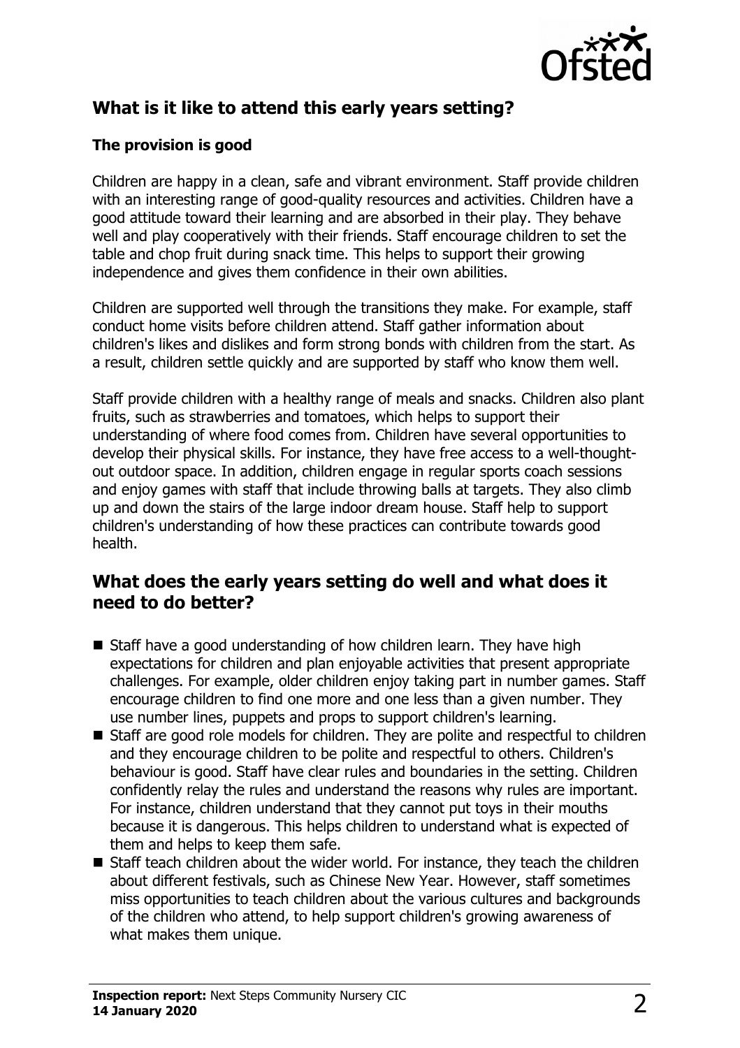## What is it like to attend this early years setting?

### The provision is good

Children are happy in a clean, safe and vibrant environment. Staff provide children with an interesting range of good-quality resources and activities. Children have a good attitude toward their learning and are absorbed in their play. They behave well and play cooperatively with their friends. Staff encourage children to set the table and chop fruit during snack time. This helps to support their growing independence and gives them confidence in their own abilities.

Children are supported well through the transitions they make. For example, staff conduct home visits before children attend. Staff gather information about children's likes and dislikes and form strong bonds with children from the start. As a result, children settle quickly and are supported by staff who know them well.

Staff provide children with a healthy range of meals and snacks. Children also plant fruits, such as strawberries and tomatoes, which helps to support their understanding of where food comes from. Children have several opportunities to develop their physical skills. For instance, they have free access to a well-thought-out outdoor space. In addition, children engage in regular sports coach sessions and enjoy games with staff that include throwing balls at targets. They also climb up and down the stairs of the large indoor dream house. Staff help to support children's understanding of how these practices can contribute towards good health.

## What does the early years setting do well and what does it need to do better?

- Staff have a good understanding of how children learn. They have high expectations for children and plan enjoyable activities that present appropriate challenges. For example, older children enjoy taking part in number games. Staff encourage children to find one more and one less than a given number. They use number lines, puppets and props to support children's learning.
- Staff are good role models for children. They are polite and respectful to children and they encourage children to be polite and respectful to others. Children's behaviour is good. Staff have clear rules and boundaries in the setting. Children confidently relay the rules and understand the reasons why rules are important. For instance, children understand that they cannot put toys in their mouths because it is dangerous. This helps children to understand what is expected of them and helps to keep them safe.
- Staff teach children about the wider world. For instance, they teach the children about different festivals, such as Chinese New Year. However, staff sometimes miss opportunities to teach children about the various cultures and backgrounds of the children who attend, to help support children's growing awareness of what makes them unique.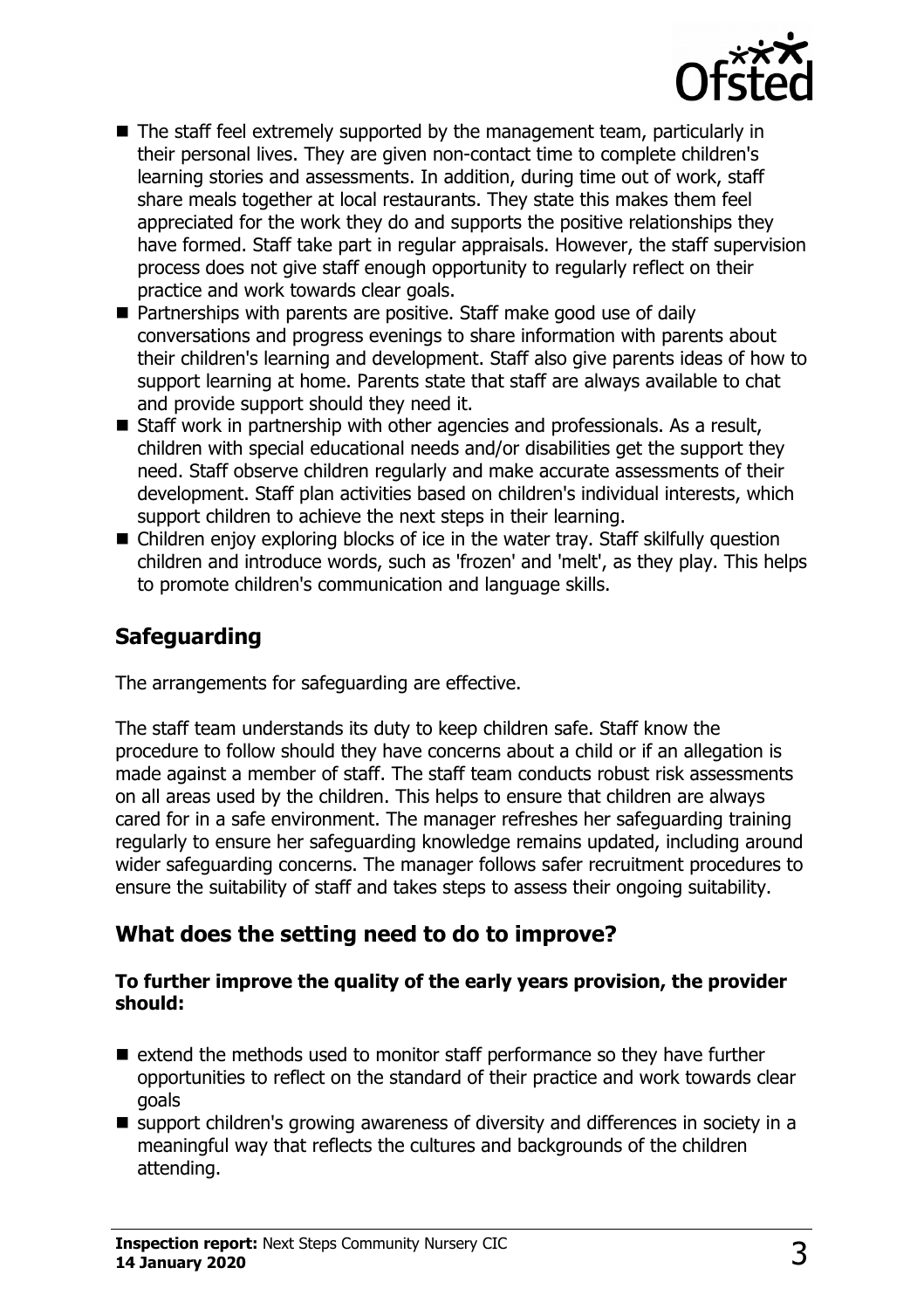- The staff feel extremely supported by the management team, particularly in their personal lives. They are given non-contact time to complete children's learning stories and assessments. In addition, during time out of work, staff share meals together at local restaurants. They state this makes them feel appreciated for the work they do and supports the positive relationships they have formed. Staff take part in regular appraisals. However, the staff supervision process does not give staff enough opportunity to regularly reflect on their practice and work towards clear goals.
- Partnerships with parents are positive. Staff make good use of daily conversations and progress evenings to share information with parents about their children's learning and development. Staff also give parents ideas of how to support learning at home. Parents state that staff are always available to chat and provide support should they need it.
- Staff work in partnership with other agencies and professionals. As a result, children with special educational needs and/or disabilities get the support they need. Staff observe children regularly and make accurate assessments of their development. Staff plan activities based on children's individual interests, which support children to achieve the next steps in their learning.
- Children enjoy exploring blocks of ice in the water tray. Staff skilfully question children and introduce words, such as 'frozen' and 'melt', as they play. This helps to promote children's communication and language skills.

## Safeguarding

The arrangements for safeguarding are effective.

The staff team understands its duty to keep children safe. Staff know the procedure to follow should they have concerns about a child or if an allegation is made against a member of staff. The staff team conducts robust risk assessments on all areas used by the children. This helps to ensure that children are always cared for in a safe environment. The manager refreshes her safeguarding training regularly to ensure her safeguarding knowledge remains updated, including around wider safeguarding concerns. The manager follows safer recruitment procedures to ensure the suitability of staff and takes steps to assess their ongoing suitability.

## What does the setting need to do to improve?

**To further improve the quality of the early years provision, the provider should:**

- extend the methods used to monitor staff performance so they have further opportunities to reflect on the standard of their practice and work towards clear goals
- support children's growing awareness of diversity and differences in society in a meaningful way that reflects the cultures and backgrounds of the children attending.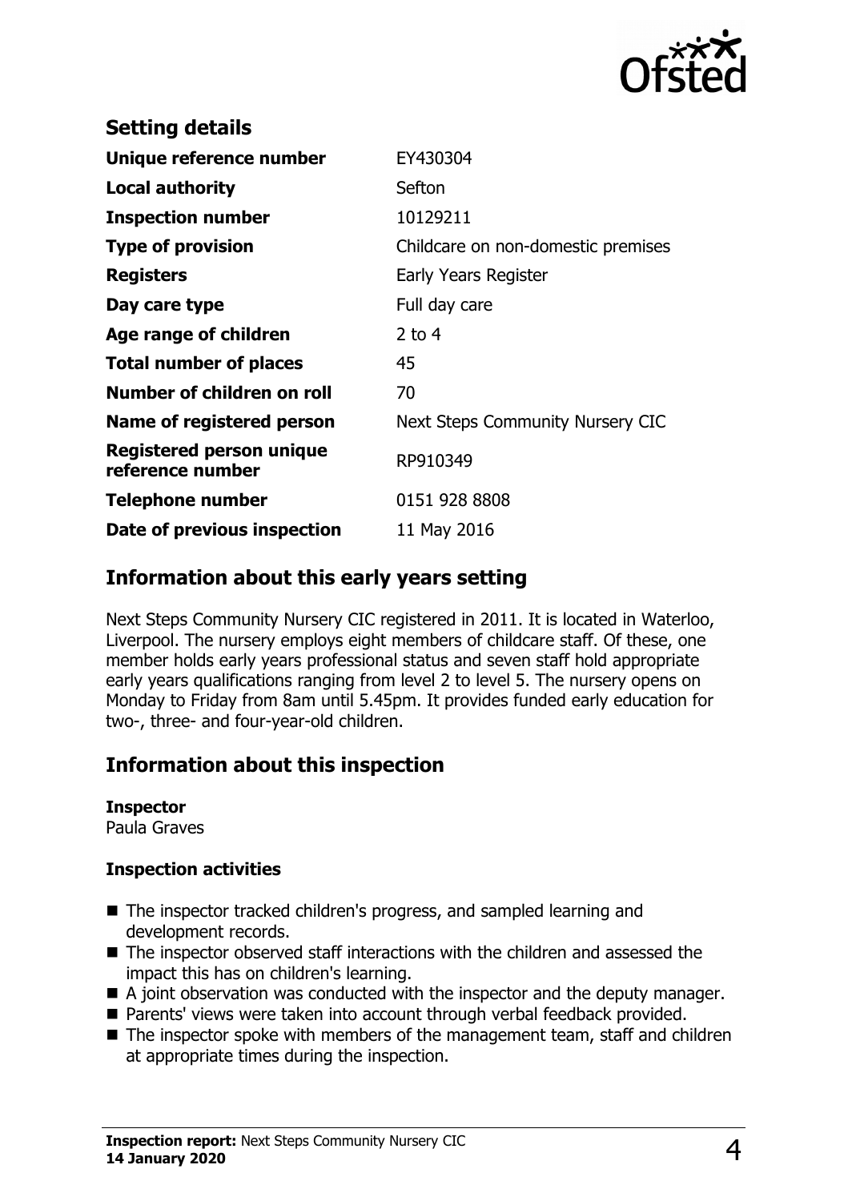## Setting details

| | |
|---|---|
| **Unique reference number** | EY430304 |
| **Local authority** | Sefton |
| **Inspection number** | 10129211 |
| **Type of provision** | Childcare on non-domestic premises |
| **Registers** | Early Years Register |
| **Day care type** | Full day care |
| **Age range of children** | 2 to 4 |
| **Total number of places** | 45 |
| **Number of children on roll** | 70 |
| **Name of registered person** | Next Steps Community Nursery CIC |
| **Registered person unique reference number** | RP910349 |
| **Telephone number** | 0151 928 8808 |
| **Date of previous inspection** | 11 May 2016 |

## Information about this early years setting

Next Steps Community Nursery CIC registered in 2011. It is located in Waterloo, Liverpool. The nursery employs eight members of childcare staff. Of these, one member holds early years professional status and seven staff hold appropriate early years qualifications ranging from level 2 to level 5. The nursery opens on Monday to Friday from 8am until 5.45pm. It provides funded early education for two-, three- and four-year-old children.

## Information about this inspection

**Inspector**
Paula Graves

**Inspection activities**

- The inspector tracked children's progress, and sampled learning and development records.
- The inspector observed staff interactions with the children and assessed the impact this has on children's learning.
- A joint observation was conducted with the inspector and the deputy manager.
- Parents' views were taken into account through verbal feedback provided.
- The inspector spoke with members of the management team, staff and children at appropriate times during the inspection.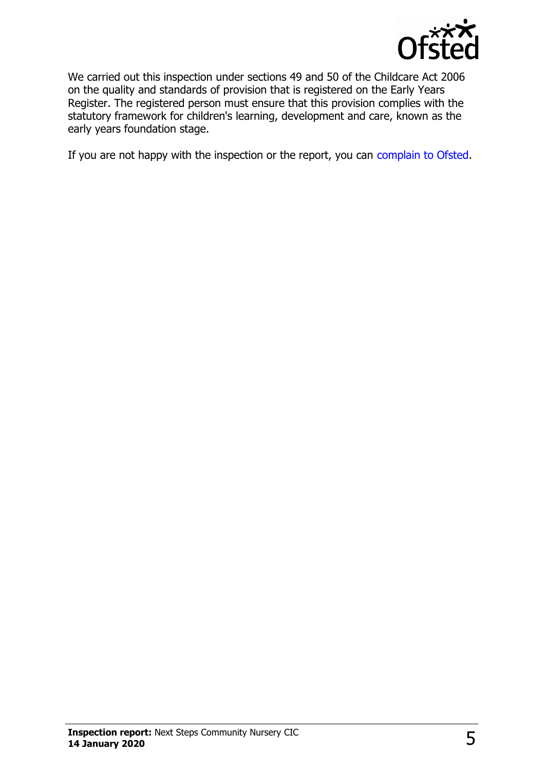We carried out this inspection under sections 49 and 50 of the Childcare Act 2006 on the quality and standards of provision that is registered on the Early Years Register. The registered person must ensure that this provision complies with the statutory framework for children's learning, development and care, known as the early years foundation stage.

If you are not happy with the inspection or the report, you can complain to Ofsted.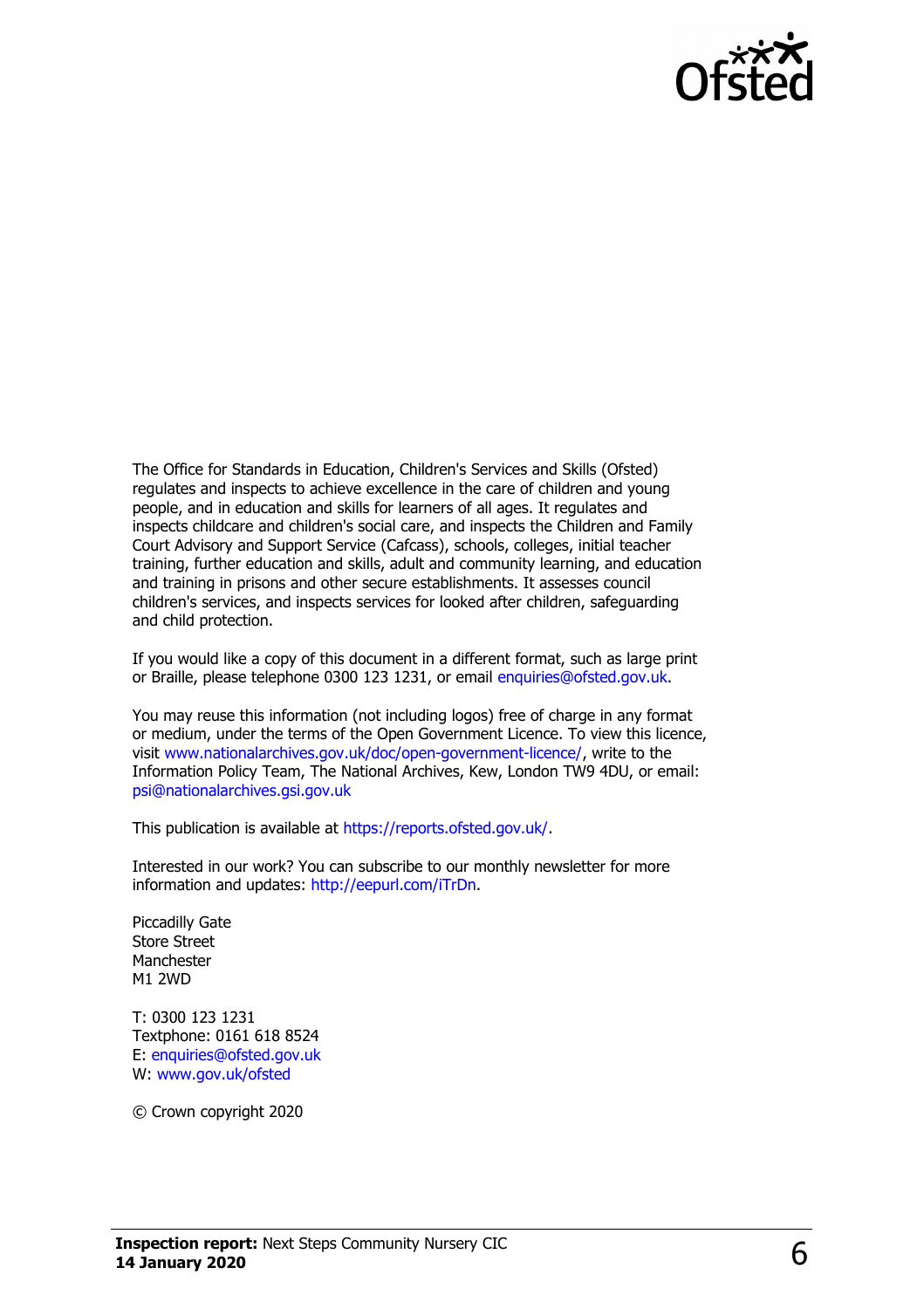The Office for Standards in Education, Children's Services and Skills (Ofsted) regulates and inspects to achieve excellence in the care of children and young people, and in education and skills for learners of all ages. It regulates and inspects childcare and children's social care, and inspects the Children and Family Court Advisory and Support Service (Cafcass), schools, colleges, initial teacher training, further education and skills, adult and community learning, and education and training in prisons and other secure establishments. It assesses council children's services, and inspects services for looked after children, safeguarding and child protection.

If you would like a copy of this document in a different format, such as large print or Braille, please telephone 0300 123 1231, or email enquiries@ofsted.gov.uk.

You may reuse this information (not including logos) free of charge in any format or medium, under the terms of the Open Government Licence. To view this licence, visit www.nationalarchives.gov.uk/doc/open-government-licence/, write to the Information Policy Team, The National Archives, Kew, London TW9 4DU, or email: psi@nationalarchives.gsi.gov.uk

This publication is available at https://reports.ofsted.gov.uk/.

Interested in our work? You can subscribe to our monthly newsletter for more information and updates: http://eepurl.com/iTrDn.

Piccadilly Gate
Store Street
Manchester
M1 2WD

T: 0300 123 1231
Textphone: 0161 618 8524
E: enquiries@ofsted.gov.uk
W: www.gov.uk/ofsted

© Crown copyright 2020